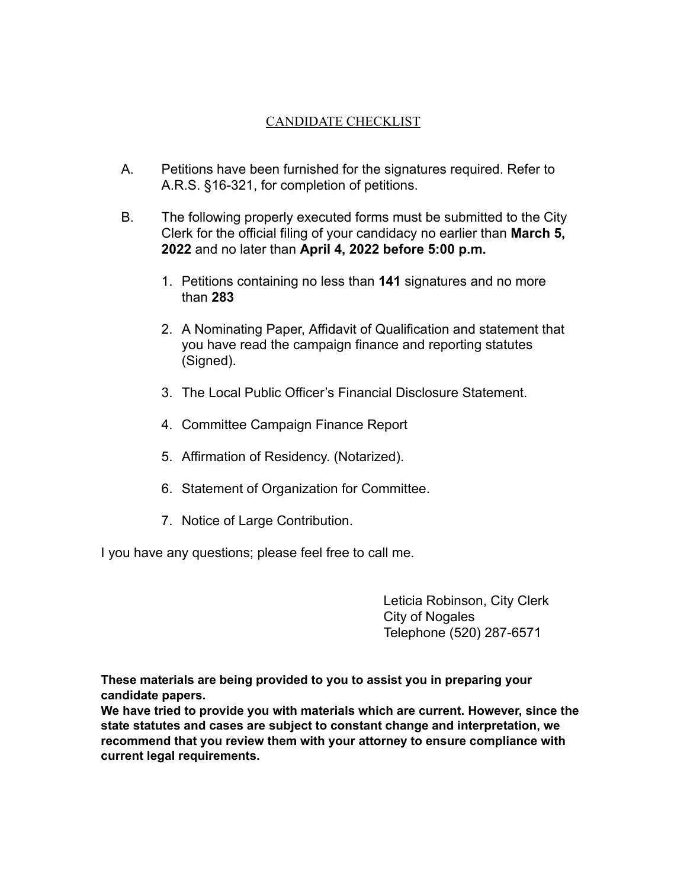# CANDIDATE CHECKLIST

A. Petitions have been furnished for the signatures required. Refer to A.R.S. §16-321, for completion of petitions.

B. The following properly executed forms must be submitted to the City Clerk for the official filing of your candidacy no earlier than **March 5, 2022** and no later than **April 4, 2022 before 5:00 p.m.**

1. Petitions containing no less than **141** signatures and no more than **283**
2. A Nominating Paper, Affidavit of Qualification and statement that you have read the campaign finance and reporting statutes (Signed).
3. The Local Public Officer's Financial Disclosure Statement.
4. Committee Campaign Finance Report
5. Affirmation of Residency. (Notarized).
6. Statement of Organization for Committee.
7. Notice of Large Contribution.

I you have any questions; please feel free to call me.

Leticia Robinson, City Clerk
City of Nogales
Telephone (520) 287-6571

**These materials are being provided to you to assist you in preparing your candidate papers.**
**We have tried to provide you with materials which are current. However, since the state statutes and cases are subject to constant change and interpretation, we recommend that you review them with your attorney to ensure compliance with current legal requirements.**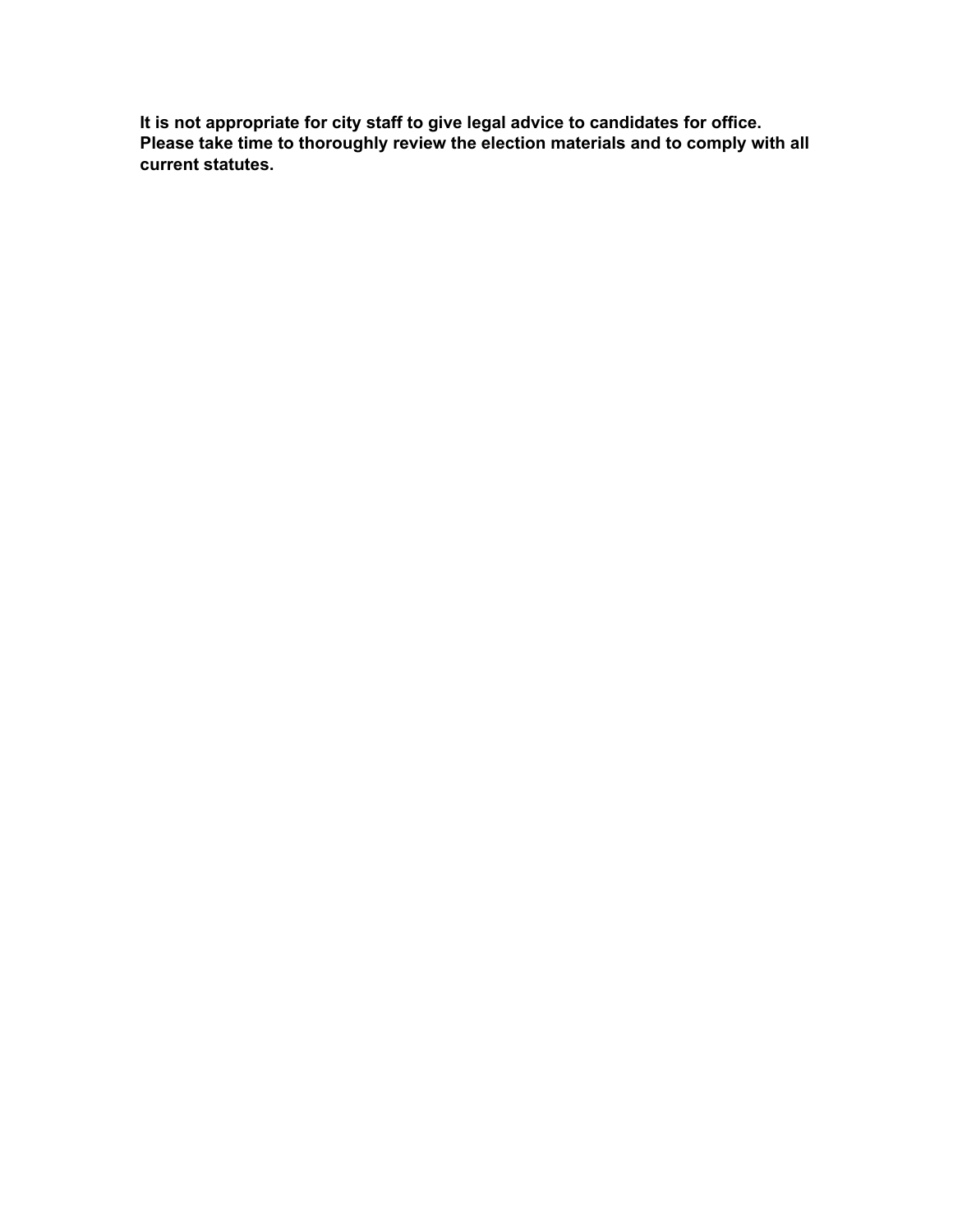**It is not appropriate for city staff to give legal advice to candidates for office. Please take time to thoroughly review the election materials and to comply with all current statutes.**